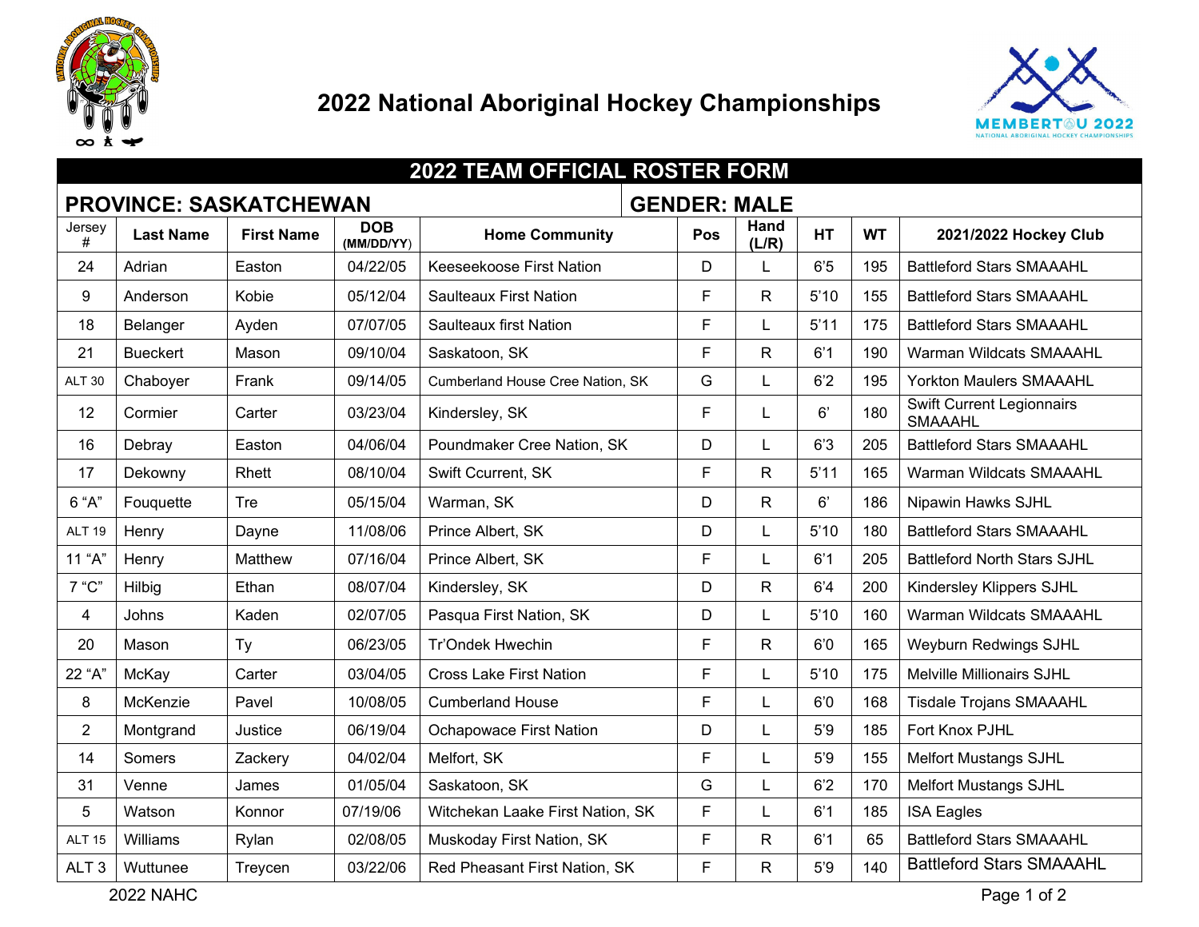# 2022 National Aboriginal Hockey Championships

## 2022 TEAM OFFICIAL ROSTER FORM

**PROVINCE: SASKATCHEWAN** | **GENDER: MALE**

| Jersey # | Last Name | First Name | DOB (MM/DD/YY) | Home Community | Pos | Hand (L/R) | HT | WT | 2021/2022 Hockey Club |
|---|---|---|---|---|---|---|---|---|---|
| 24 | Adrian | Easton | 04/22/05 | Keeseekoose First Nation | D | L | 6'5 | 195 | Battleford Stars SMAAAHL |
| 9 | Anderson | Kobie | 05/12/04 | Saulteaux First Nation | F | R | 5'10 | 155 | Battleford Stars SMAAAHL |
| 18 | Belanger | Ayden | 07/07/05 | Saulteaux first Nation | F | L | 5'11 | 175 | Battleford Stars SMAAAHL |
| 21 | Bueckert | Mason | 09/10/04 | Saskatoon, SK | F | R | 6'1 | 190 | Warman Wildcats SMAAAHL |
| ALT 30 | Chaboyer | Frank | 09/14/05 | Cumberland House Cree Nation, SK | G | L | 6'2 | 195 | Yorkton Maulers SMAAAHL |
| 12 | Cormier | Carter | 03/23/04 | Kindersley, SK | F | L | 6' | 180 | Swift Current Legionnairs SMAAAHL |
| 16 | Debray | Easton | 04/06/04 | Poundmaker Cree Nation, SK | D | L | 6'3 | 205 | Battleford Stars SMAAAHL |
| 17 | Dekowny | Rhett | 08/10/04 | Swift Ccurrent, SK | F | R | 5'11 | 165 | Warman Wildcats SMAAAHL |
| 6 "A" | Fouquette | Tre | 05/15/04 | Warman, SK | D | R | 6' | 186 | Nipawin Hawks SJHL |
| ALT 19 | Henry | Dayne | 11/08/06 | Prince Albert, SK | D | L | 5'10 | 180 | Battleford Stars SMAAAHL |
| 11 "A" | Henry | Matthew | 07/16/04 | Prince Albert, SK | F | L | 6'1 | 205 | Battleford North Stars SJHL |
| 7 "C" | Hilbig | Ethan | 08/07/04 | Kindersley, SK | D | R | 6'4 | 200 | Kindersley Klippers SJHL |
| 4 | Johns | Kaden | 02/07/05 | Pasqua First Nation, SK | D | L | 5'10 | 160 | Warman Wildcats SMAAAHL |
| 20 | Mason | Ty | 06/23/05 | Tr'Ondek Hwechin | F | R | 6'0 | 165 | Weyburn Redwings SJHL |
| 22 "A" | McKay | Carter | 03/04/05 | Cross Lake First Nation | F | L | 5'10 | 175 | Melville Millionairs SJHL |
| 8 | McKenzie | Pavel | 10/08/05 | Cumberland House | F | L | 6'0 | 168 | Tisdale Trojans SMAAAHL |
| 2 | Montgrand | Justice | 06/19/04 | Ochapowace First Nation | D | L | 5'9 | 185 | Fort Knox PJHL |
| 14 | Somers | Zackery | 04/02/04 | Melfort, SK | F | L | 5'9 | 155 | Melfort Mustangs SJHL |
| 31 | Venne | James | 01/05/04 | Saskatoon, SK | G | L | 6'2 | 170 | Melfort Mustangs SJHL |
| 5 | Watson | Konnor | 07/19/06 | Witchekan Laake First Nation, SK | F | L | 6'1 | 185 | ISA Eagles |
| ALT 15 | Williams | Rylan | 02/08/05 | Muskoday First Nation, SK | F | R | 6'1 | 65 | Battleford Stars SMAAAHL |
| ALT 3 | Wuttunee | Treycen | 03/22/06 | Red Pheasant First Nation, SK | F | R | 5'9 | 140 | Battleford Stars SMAAAHL |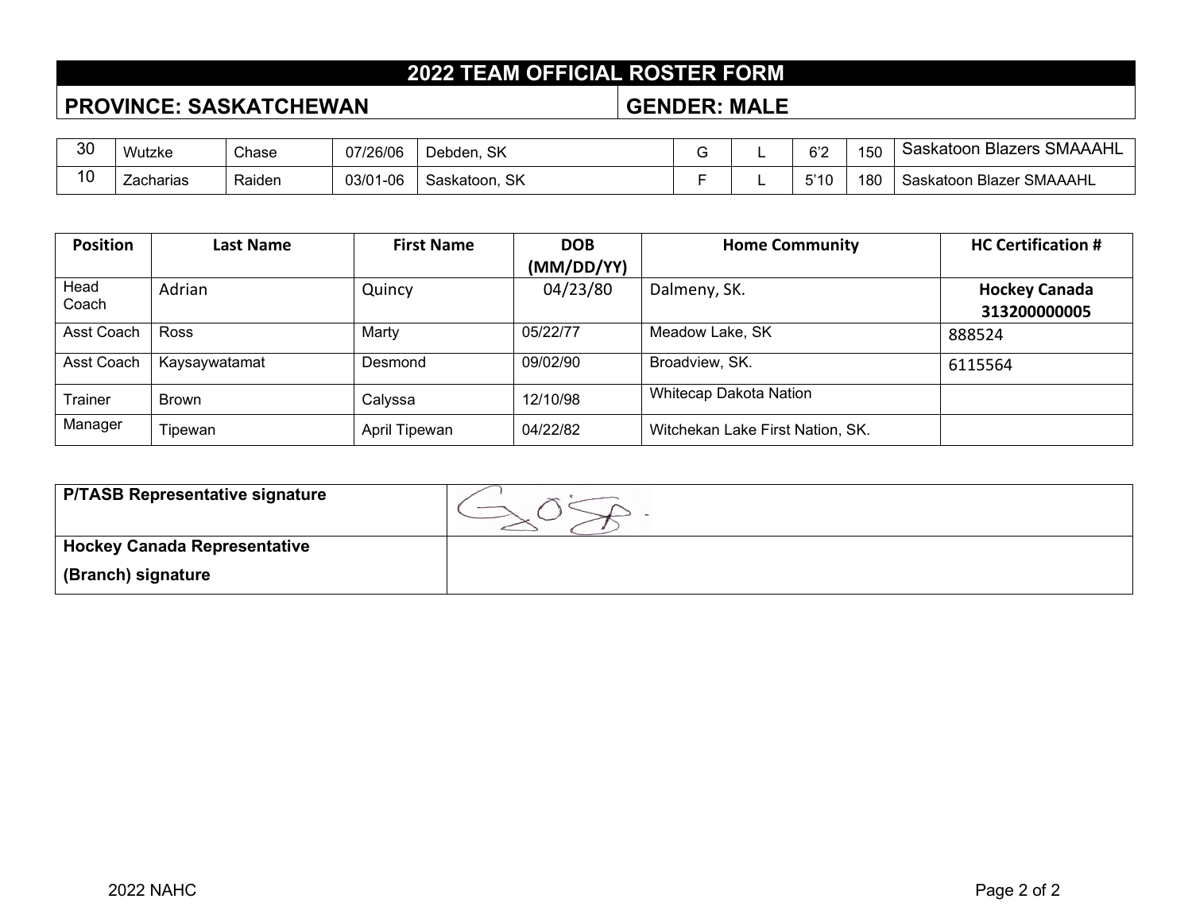# 2022 TEAM OFFICIAL ROSTER FORM

**PROVINCE: SASKATCHEWAN** | **GENDER: MALE**

| | | | | | | | | | |
|---|---|---|---|---|---|---|---|---|---|
| 30 | Wutzke | Chase | 07/26/06 | Debden, SK | G | L | 6'2 | 150 | Saskatoon Blazers SMAAAHL |
| 10 | Zacharias | Raiden | 03/01-06 | Saskatoon, SK | F | L | 5'10 | 180 | Saskatoon Blazer SMAAAHL |

| Position | Last Name | First Name | DOB (MM/DD/YY) | Home Community | HC Certification # |
|---|---|---|---|---|---|
| Head Coach | Adrian | Quincy | 04/23/80 | Dalmeny, SK. | **Hockey Canada 313200000005** |
| Asst Coach | Ross | Marty | 05/22/77 | Meadow Lake, SK | 888524 |
| Asst Coach | Kaysaywatamat | Desmond | 09/02/90 | Broadview, SK. | 6115564 |
| Trainer | Brown | Calyssa | 12/10/98 | Whitecap Dakota Nation | |
| Manager | Tipewan | April Tipewan | 04/22/82 | Witchekan Lake First Nation, SK. | |

| | |
|---|---|
| **P/TASB Representative signature** | |
| **Hockey Canada Representative (Branch) signature** | |